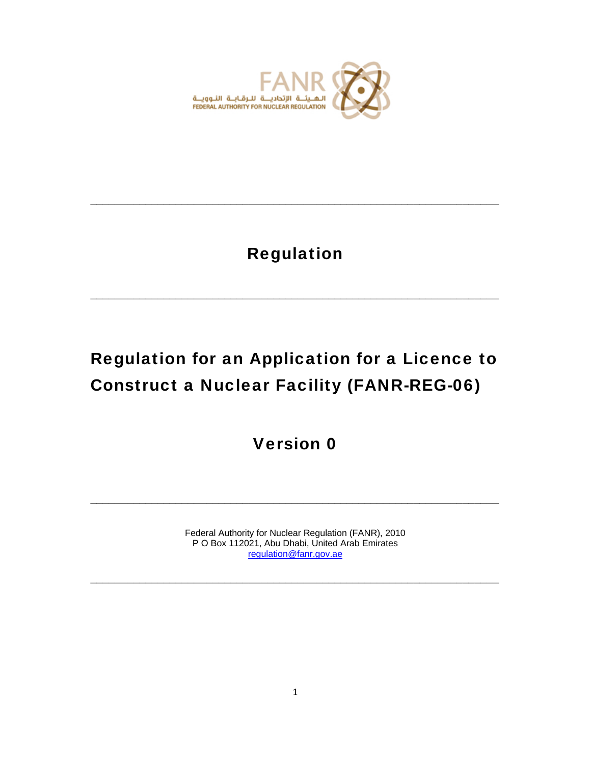FANR

الهيئة الاتحادية للرقابة النووية

FEDERAL AUTHORITY FOR NUCLEAR REGULATION

---

# Regulation

---

# Regulation for an Application for a Licence to Construct a Nuclear Facility (FANR-REG-06)

## Version 0

---

Federal Authority for Nuclear Regulation (FANR), 2010
P O Box 112021, Abu Dhabi, United Arab Emirates
regulation@fanr.gov.ae

---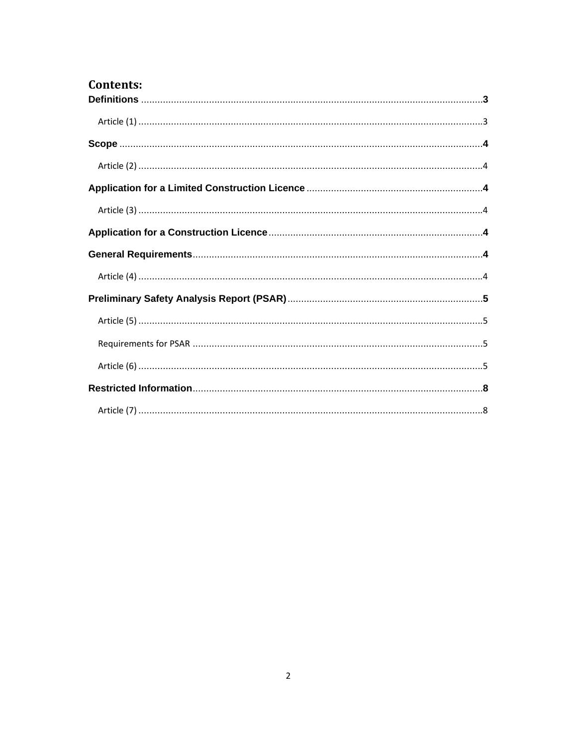# Contents:

**Definitions** ........................................................................................................................ **3**

Article (1) ........................................................................................................................ 3

**Scope** ........................................................................................................................ **4**

Article (2) ........................................................................................................................ 4

**Application for a Limited Construction Licence** ............................................................. **4**

Article (3) ........................................................................................................................ 4

**Application for a Construction Licence** .......................................................................... **4**

**General Requirements** ........................................................................................................ **4**

Article (4) ........................................................................................................................ 4

**Preliminary Safety Analysis Report (PSAR)** ..................................................................... **5**

Article (5) ........................................................................................................................ 5

Requirements for PSAR ...................................................................................................... 5

Article (6) ........................................................................................................................ 5

**Restricted Information** ...................................................................................................... **8**

Article (7) ........................................................................................................................ 8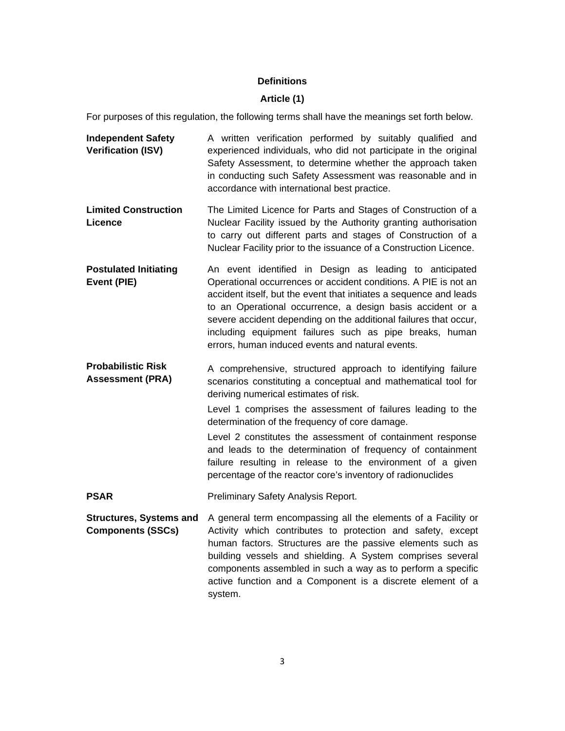**Definitions**

**Article (1)**

For purposes of this regulation, the following terms shall have the meanings set forth below.

**Independent Safety Verification (ISV)** — A written verification performed by suitably qualified and experienced individuals, who did not participate in the original Safety Assessment, to determine whether the approach taken in conducting such Safety Assessment was reasonable and in accordance with international best practice.

**Limited Construction Licence** — The Limited Licence for Parts and Stages of Construction of a Nuclear Facility issued by the Authority granting authorisation to carry out different parts and stages of Construction of a Nuclear Facility prior to the issuance of a Construction Licence.

**Postulated Initiating Event (PIE)** — An event identified in Design as leading to anticipated Operational occurrences or accident conditions. A PIE is not an accident itself, but the event that initiates a sequence and leads to an Operational occurrence, a design basis accident or a severe accident depending on the additional failures that occur, including equipment failures such as pipe breaks, human errors, human induced events and natural events.

**Probabilistic Risk Assessment (PRA)** — A comprehensive, structured approach to identifying failure scenarios constituting a conceptual and mathematical tool for deriving numerical estimates of risk.

Level 1 comprises the assessment of failures leading to the determination of the frequency of core damage.

Level 2 constitutes the assessment of containment response and leads to the determination of frequency of containment failure resulting in release to the environment of a given percentage of the reactor core's inventory of radionuclides

**PSAR** — Preliminary Safety Analysis Report.

**Structures, Systems and Components (SSCs)** — A general term encompassing all the elements of a Facility or Activity which contributes to protection and safety, except human factors. Structures are the passive elements such as building vessels and shielding. A System comprises several components assembled in such a way as to perform a specific active function and a Component is a discrete element of a system.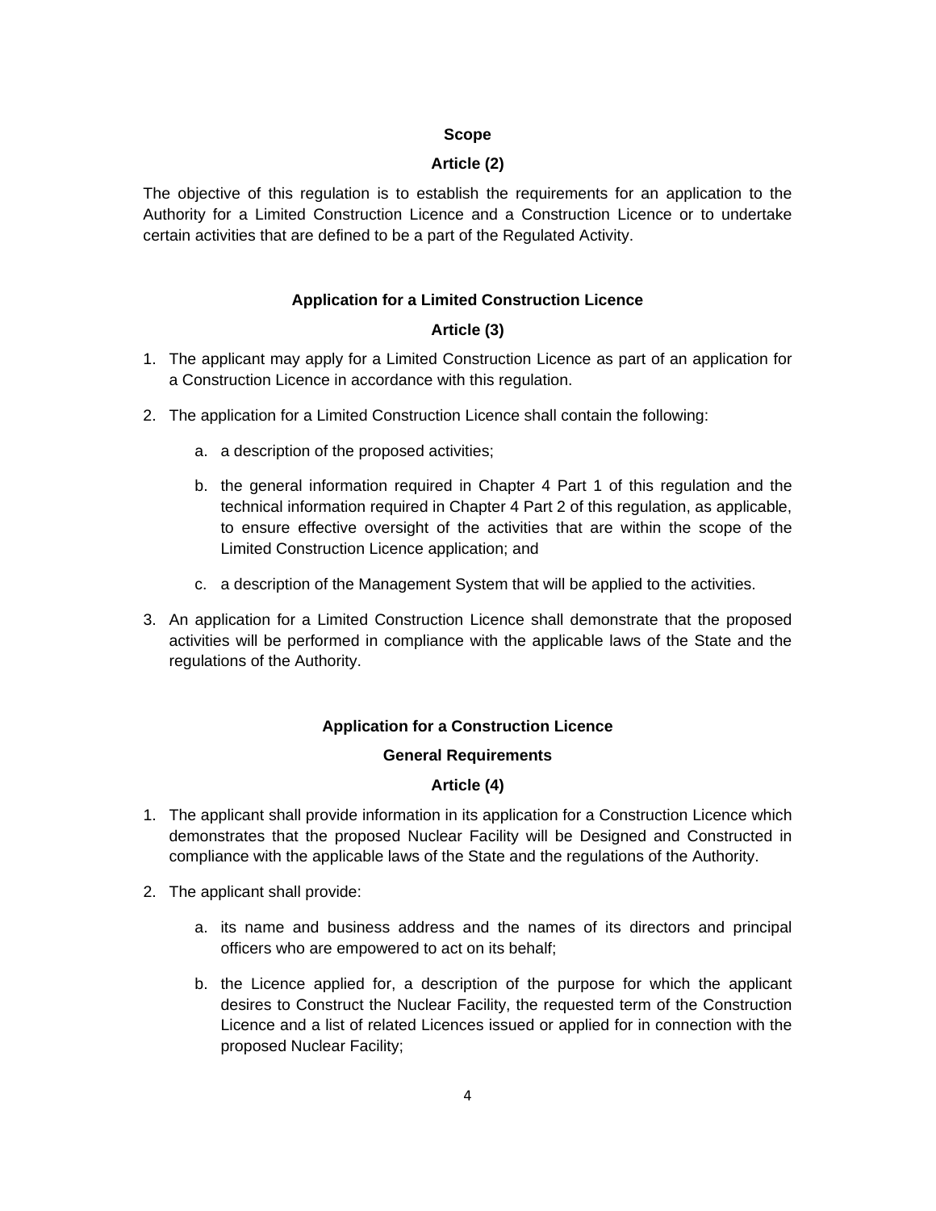### Scope

### Article (2)

The objective of this regulation is to establish the requirements for an application to the Authority for a Limited Construction Licence and a Construction Licence or to undertake certain activities that are defined to be a part of the Regulated Activity.

### Application for a Limited Construction Licence

### Article (3)

1. The applicant may apply for a Limited Construction Licence as part of an application for a Construction Licence in accordance with this regulation.

2. The application for a Limited Construction Licence shall contain the following:

   a. a description of the proposed activities;

   b. the general information required in Chapter 4 Part 1 of this regulation and the technical information required in Chapter 4 Part 2 of this regulation, as applicable, to ensure effective oversight of the activities that are within the scope of the Limited Construction Licence application; and

   c. a description of the Management System that will be applied to the activities.

3. An application for a Limited Construction Licence shall demonstrate that the proposed activities will be performed in compliance with the applicable laws of the State and the regulations of the Authority.

### Application for a Construction Licence

### General Requirements

### Article (4)

1. The applicant shall provide information in its application for a Construction Licence which demonstrates that the proposed Nuclear Facility will be Designed and Constructed in compliance with the applicable laws of the State and the regulations of the Authority.

2. The applicant shall provide:

   a. its name and business address and the names of its directors and principal officers who are empowered to act on its behalf;

   b. the Licence applied for, a description of the purpose for which the applicant desires to Construct the Nuclear Facility, the requested term of the Construction Licence and a list of related Licences issued or applied for in connection with the proposed Nuclear Facility;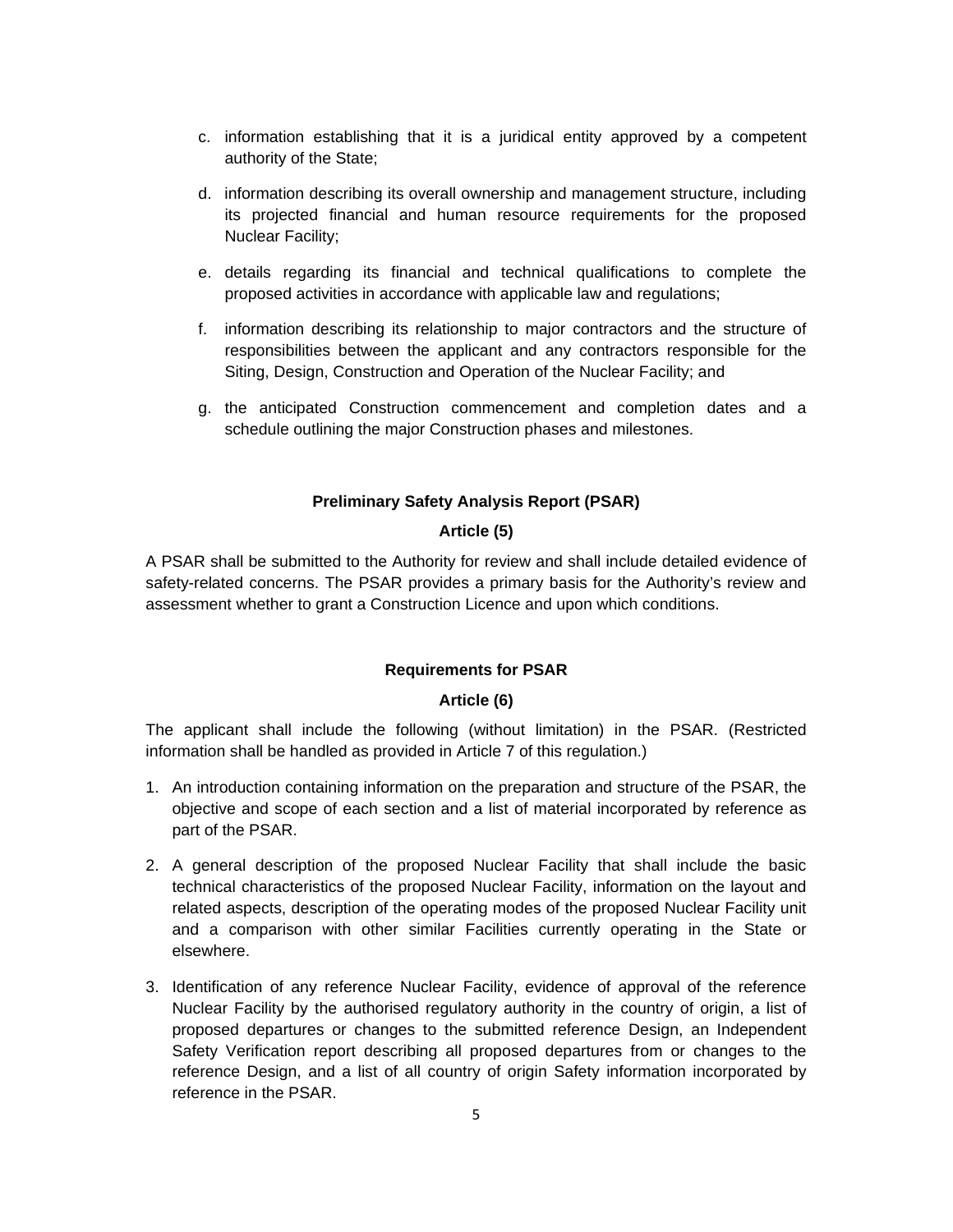c. information establishing that it is a juridical entity approved by a competent authority of the State;

d. information describing its overall ownership and management structure, including its projected financial and human resource requirements for the proposed Nuclear Facility;

e. details regarding its financial and technical qualifications to complete the proposed activities in accordance with applicable law and regulations;

f. information describing its relationship to major contractors and the structure of responsibilities between the applicant and any contractors responsible for the Siting, Design, Construction and Operation of the Nuclear Facility; and

g. the anticipated Construction commencement and completion dates and a schedule outlining the major Construction phases and milestones.

**Preliminary Safety Analysis Report (PSAR)**

**Article (5)**

A PSAR shall be submitted to the Authority for review and shall include detailed evidence of safety-related concerns. The PSAR provides a primary basis for the Authority's review and assessment whether to grant a Construction Licence and upon which conditions.

**Requirements for PSAR**

**Article (6)**

The applicant shall include the following (without limitation) in the PSAR. (Restricted information shall be handled as provided in Article 7 of this regulation.)

1. An introduction containing information on the preparation and structure of the PSAR, the objective and scope of each section and a list of material incorporated by reference as part of the PSAR.

2. A general description of the proposed Nuclear Facility that shall include the basic technical characteristics of the proposed Nuclear Facility, information on the layout and related aspects, description of the operating modes of the proposed Nuclear Facility unit and a comparison with other similar Facilities currently operating in the State or elsewhere.

3. Identification of any reference Nuclear Facility, evidence of approval of the reference Nuclear Facility by the authorised regulatory authority in the country of origin, a list of proposed departures or changes to the submitted reference Design, an Independent Safety Verification report describing all proposed departures from or changes to the reference Design, and a list of all country of origin Safety information incorporated by reference in the PSAR.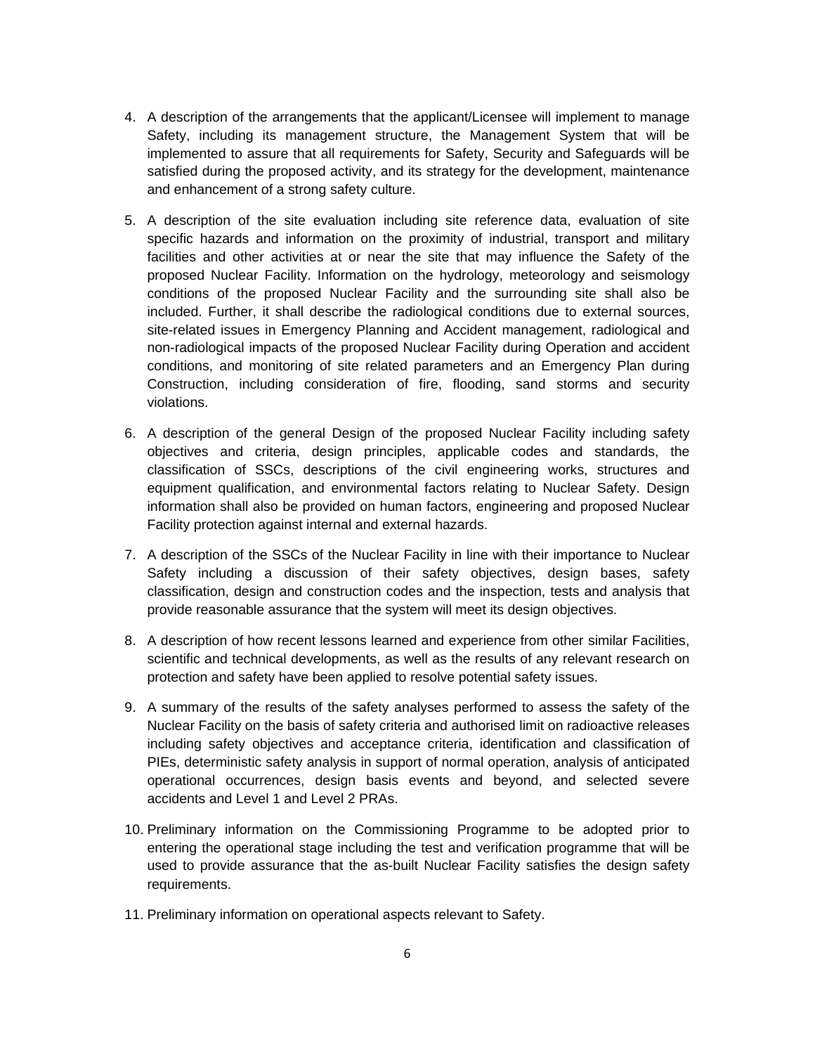4. A description of the arrangements that the applicant/Licensee will implement to manage Safety, including its management structure, the Management System that will be implemented to assure that all requirements for Safety, Security and Safeguards will be satisfied during the proposed activity, and its strategy for the development, maintenance and enhancement of a strong safety culture.

5. A description of the site evaluation including site reference data, evaluation of site specific hazards and information on the proximity of industrial, transport and military facilities and other activities at or near the site that may influence the Safety of the proposed Nuclear Facility. Information on the hydrology, meteorology and seismology conditions of the proposed Nuclear Facility and the surrounding site shall also be included. Further, it shall describe the radiological conditions due to external sources, site-related issues in Emergency Planning and Accident management, radiological and non-radiological impacts of the proposed Nuclear Facility during Operation and accident conditions, and monitoring of site related parameters and an Emergency Plan during Construction, including consideration of fire, flooding, sand storms and security violations.

6. A description of the general Design of the proposed Nuclear Facility including safety objectives and criteria, design principles, applicable codes and standards, the classification of SSCs, descriptions of the civil engineering works, structures and equipment qualification, and environmental factors relating to Nuclear Safety. Design information shall also be provided on human factors, engineering and proposed Nuclear Facility protection against internal and external hazards.

7. A description of the SSCs of the Nuclear Facility in line with their importance to Nuclear Safety including a discussion of their safety objectives, design bases, safety classification, design and construction codes and the inspection, tests and analysis that provide reasonable assurance that the system will meet its design objectives.

8. A description of how recent lessons learned and experience from other similar Facilities, scientific and technical developments, as well as the results of any relevant research on protection and safety have been applied to resolve potential safety issues.

9. A summary of the results of the safety analyses performed to assess the safety of the Nuclear Facility on the basis of safety criteria and authorised limit on radioactive releases including safety objectives and acceptance criteria, identification and classification of PIEs, deterministic safety analysis in support of normal operation, analysis of anticipated operational occurrences, design basis events and beyond, and selected severe accidents and Level 1 and Level 2 PRAs.

10. Preliminary information on the Commissioning Programme to be adopted prior to entering the operational stage including the test and verification programme that will be used to provide assurance that the as-built Nuclear Facility satisfies the design safety requirements.

11. Preliminary information on operational aspects relevant to Safety.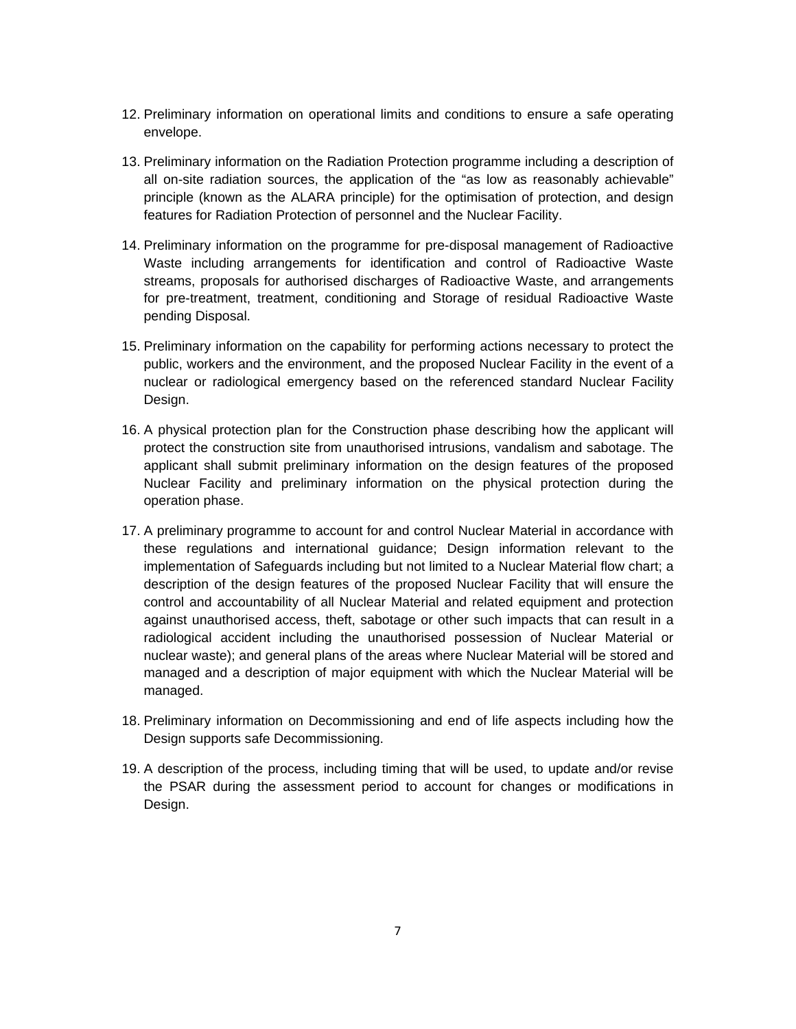12. Preliminary information on operational limits and conditions to ensure a safe operating envelope.

13. Preliminary information on the Radiation Protection programme including a description of all on-site radiation sources, the application of the "as low as reasonably achievable" principle (known as the ALARA principle) for the optimisation of protection, and design features for Radiation Protection of personnel and the Nuclear Facility.

14. Preliminary information on the programme for pre-disposal management of Radioactive Waste including arrangements for identification and control of Radioactive Waste streams, proposals for authorised discharges of Radioactive Waste, and arrangements for pre-treatment, treatment, conditioning and Storage of residual Radioactive Waste pending Disposal.

15. Preliminary information on the capability for performing actions necessary to protect the public, workers and the environment, and the proposed Nuclear Facility in the event of a nuclear or radiological emergency based on the referenced standard Nuclear Facility Design.

16. A physical protection plan for the Construction phase describing how the applicant will protect the construction site from unauthorised intrusions, vandalism and sabotage. The applicant shall submit preliminary information on the design features of the proposed Nuclear Facility and preliminary information on the physical protection during the operation phase.

17. A preliminary programme to account for and control Nuclear Material in accordance with these regulations and international guidance; Design information relevant to the implementation of Safeguards including but not limited to a Nuclear Material flow chart; a description of the design features of the proposed Nuclear Facility that will ensure the control and accountability of all Nuclear Material and related equipment and protection against unauthorised access, theft, sabotage or other such impacts that can result in a radiological accident including the unauthorised possession of Nuclear Material or nuclear waste); and general plans of the areas where Nuclear Material will be stored and managed and a description of major equipment with which the Nuclear Material will be managed.

18. Preliminary information on Decommissioning and end of life aspects including how the Design supports safe Decommissioning.

19. A description of the process, including timing that will be used, to update and/or revise the PSAR during the assessment period to account for changes or modifications in Design.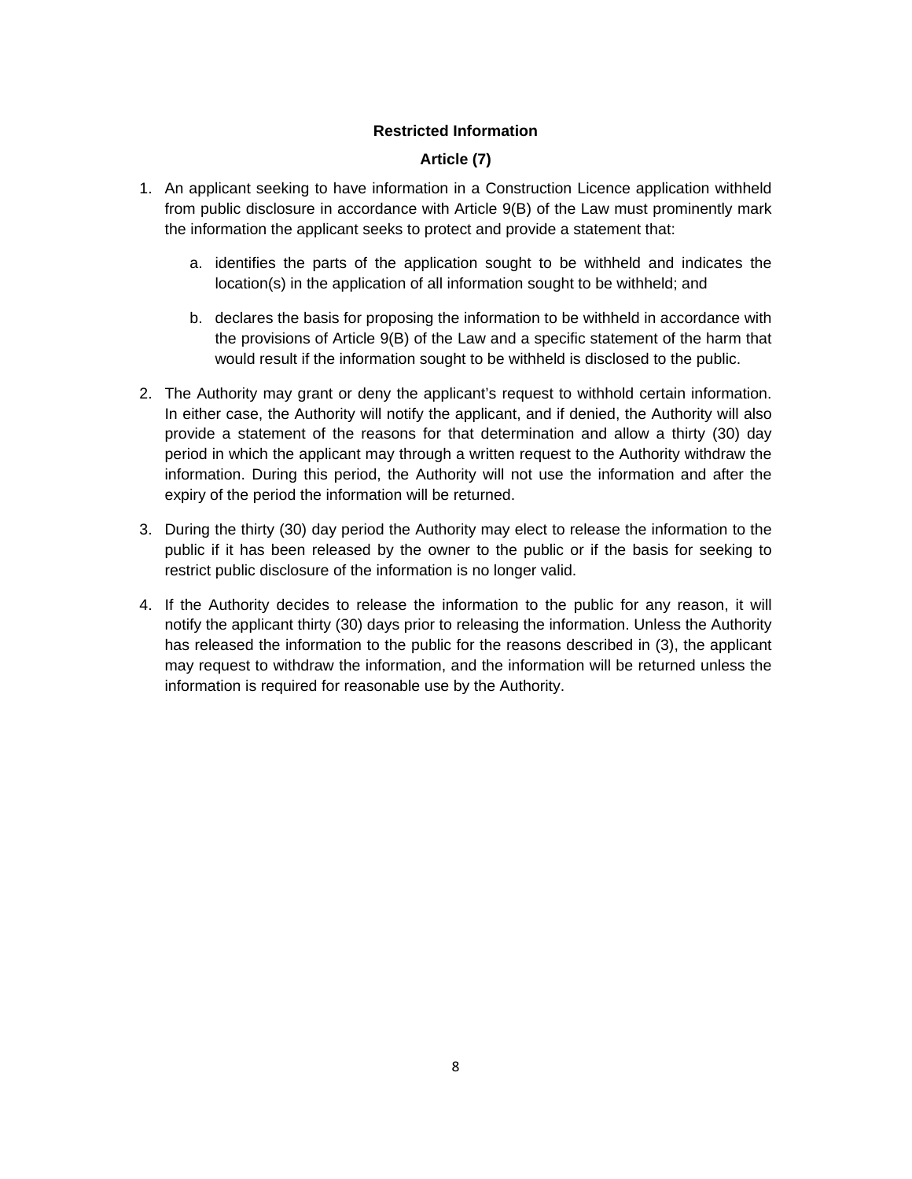**Restricted Information**

**Article (7)**

1. An applicant seeking to have information in a Construction Licence application withheld from public disclosure in accordance with Article 9(B) of the Law must prominently mark the information the applicant seeks to protect and provide a statement that:

   a. identifies the parts of the application sought to be withheld and indicates the location(s) in the application of all information sought to be withheld; and

   b. declares the basis for proposing the information to be withheld in accordance with the provisions of Article 9(B) of the Law and a specific statement of the harm that would result if the information sought to be withheld is disclosed to the public.

2. The Authority may grant or deny the applicant's request to withhold certain information. In either case, the Authority will notify the applicant, and if denied, the Authority will also provide a statement of the reasons for that determination and allow a thirty (30) day period in which the applicant may through a written request to the Authority withdraw the information. During this period, the Authority will not use the information and after the expiry of the period the information will be returned.

3. During the thirty (30) day period the Authority may elect to release the information to the public if it has been released by the owner to the public or if the basis for seeking to restrict public disclosure of the information is no longer valid.

4. If the Authority decides to release the information to the public for any reason, it will notify the applicant thirty (30) days prior to releasing the information. Unless the Authority has released the information to the public for the reasons described in (3), the applicant may request to withdraw the information, and the information will be returned unless the information is required for reasonable use by the Authority.